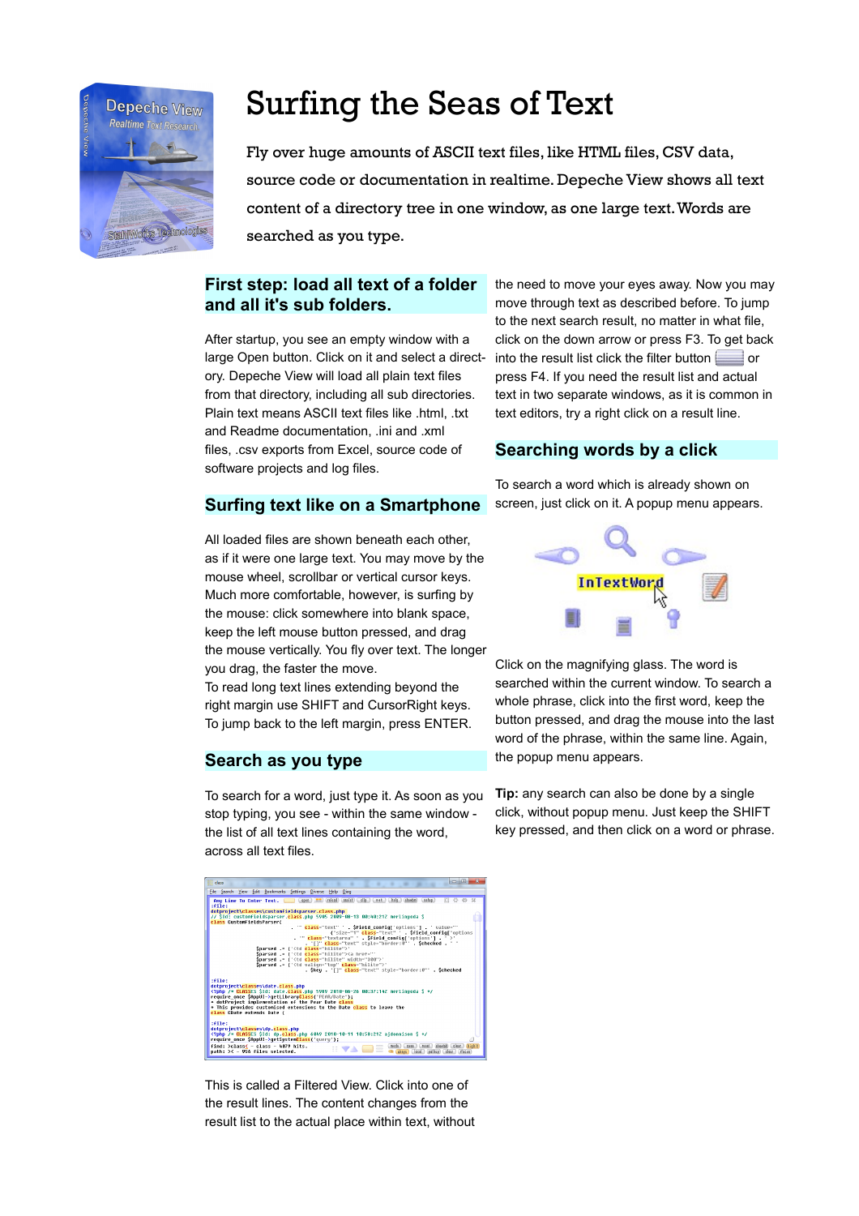# Surfing the Seas of Text

Fly over huge amounts of ASCII text files, like HTML files, CSV data, source code or documentation in realtime. Depeche View shows all text content of a directory tree in one window, as one large text. Words are searched as you type.

## First step: load all text of a folder and all it's sub folders.

After startup, you see an empty window with a large Open button. Click on it and select a directory. Depeche View will load all plain text files from that directory, including all sub directories. Plain text means ASCII text files like .html, .txt and Readme documentation, .ini and .xml files, .csv exports from Excel, source code of software projects and log files.

## Surfing text like on a Smartphone

All loaded files are shown beneath each other, as if it were one large text. You may move by the mouse wheel, scrollbar or vertical cursor keys. Much more comfortable, however, is surfing by the mouse: click somewhere into blank space, keep the left mouse button pressed, and drag the mouse vertically. You fly over text. The longer you drag, the faster the move.
To read long text lines extending beyond the right margin use SHIFT and CursorRight keys. To jump back to the left margin, press ENTER.

## Search as you type

To search for a word, just type it. As soon as you stop typing, you see - within the same window - the list of all text lines containing the word, across all text files.

This is called a Filtered View. Click into one of the result lines. The content changes from the result list to the actual place within text, without the need to move your eyes away. Now you may move through text as described before. To jump to the next search result, no matter in what file, click on the down arrow or press F3. To get back into the result list click the filter button or press F4. If you need the result list and actual text in two separate windows, as it is common in text editors, try a right click on a result line.

## Searching words by a click

To search a word which is already shown on screen, just click on it. A popup menu appears.

Click on the magnifying glass. The word is searched within the current window. To search a whole phrase, click into the first word, keep the button pressed, and drag the mouse into the last word of the phrase, within the same line. Again, the popup menu appears.

**Tip:** any search can also be done by a single click, without popup menu. Just keep the SHIFT key pressed, and then click on a word or phrase.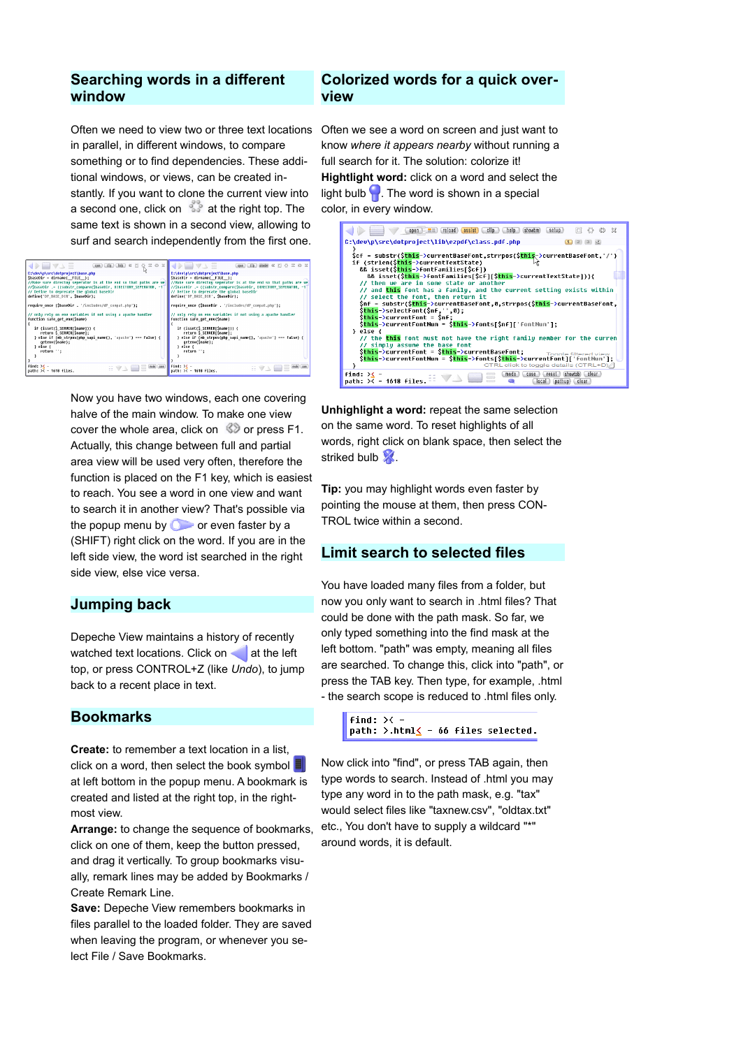## Searching words in a different window

Often we need to view two or three text locations in parallel, in different windows, to compare something or to find dependencies. These additional windows, or views, can be created instantly. If you want to clone the current view into a second one, click on at the right top. The same text is shown in a second view, allowing to surf and search independently from the first one.

Now you have two windows, each one covering halve of the main window. To make one view cover the whole area, click on or press F1. Actually, this change between full and partial area view will be used very often, therefore the function is placed on the F1 key, which is easiest to reach. You see a word in one view and want to search it in another view? That's possible via the popup menu by or even faster by a (SHIFT) right click on the word. If you are in the left side view, the word ist searched in the right side view, else vice versa.

## Jumping back

Depeche View maintains a history of recently watched text locations. Click on at the left top, or press CONTROL+Z (like *Undo*), to jump back to a recent place in text.

## Bookmarks

**Create:** to remember a text location in a list, click on a word, then select the book symbol at left bottom in the popup menu. A bookmark is created and listed at the right top, in the rightmost view.

**Arrange:** to change the sequence of bookmarks, click on one of them, keep the button pressed, and drag it vertically. To group bookmarks visually, remark lines may be added by Bookmarks / Create Remark Line.

**Save:** Depeche View remembers bookmarks in files parallel to the loaded folder. They are saved when leaving the program, or whenever you select File / Save Bookmarks.

## Colorized words for a quick overview

Often we see a word on screen and just want to know *where it appears nearby* without running a full search for it. The solution: colorize it!

**Hightlight word:** click on a word and select the light bulb . The word is shown in a special color, in every window.

**Unhighlight a word:** repeat the same selection on the same word. To reset highlights of all words, right click on blank space, then select the striked bulb .

**Tip:** you may highlight words even faster by pointing the mouse at them, then press CONTROL twice within a second.

## Limit search to selected files

You have loaded many files from a folder, but now you only want to search in .html files? That could be done with the path mask. So far, we only typed something into the find mask at the left bottom. "path" was empty, meaning all files are searched. To change this, click into "path", or press the TAB key. Then type, for example, .html - the search scope is reduced to .html files only.

```
find: >< -
path: >.html< - 66 files selected.
```

Now click into "find", or press TAB again, then type words to search. Instead of .html you may type any word in to the path mask, e.g. "tax" would select files like "taxnew.csv", "oldtax.txt" etc., You don't have to supply a wildcard "*" around words, it is default.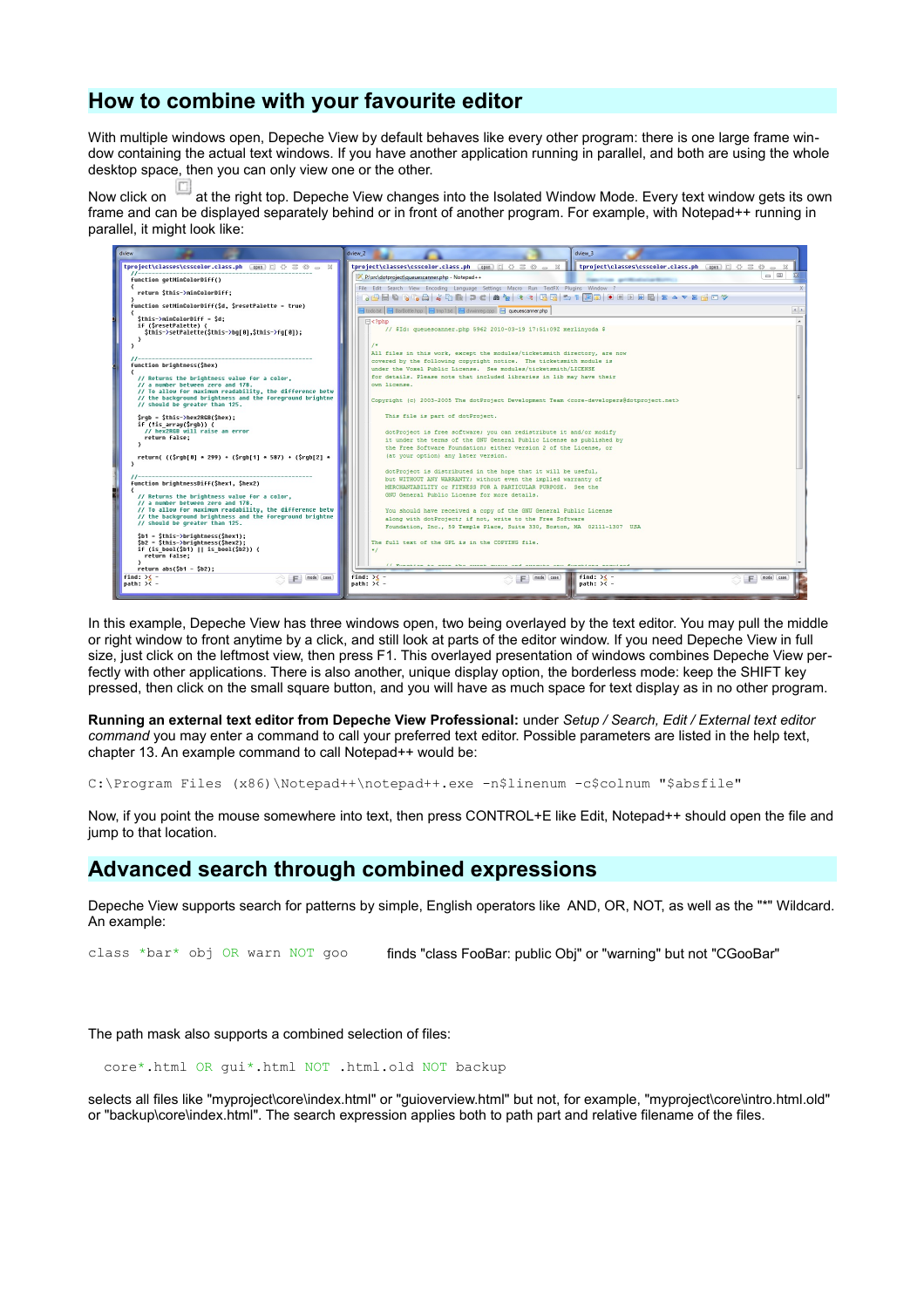## How to combine with your favourite editor

With multiple windows open, Depeche View by default behaves like every other program: there is one large frame window containing the actual text windows. If you have another application running in parallel, and both are using the whole desktop space, then you can only view one or the other.

Now click on at the right top. Depeche View changes into the Isolated Window Mode. Every text window gets its own frame and can be displayed separately behind or in front of another program. For example, with Notepad++ running in parallel, it might look like:

In this example, Depeche View has three windows open, two being overlayed by the text editor. You may pull the middle or right window to front anytime by a click, and still look at parts of the editor window. If you need Depeche View in full size, just click on the leftmost view, then press F1. This overlayed presentation of windows combines Depeche View perfectly with other applications. There is also another, unique display option, the borderless mode: keep the SHIFT key pressed, then click on the small square button, and you will have as much space for text display as in no other program.

**Running an external text editor from Depeche View Professional:** under *Setup / Search, Edit / External text editor command* you may enter a command to call your preferred text editor. Possible parameters are listed in the help text, chapter 13. An example command to call Notepad++ would be:

```
C:\Program Files (x86)\Notepad++\notepad++.exe -n$linenum -c$colnum "$absfile"
```

Now, if you point the mouse somewhere into text, then press CONTROL+E like Edit, Notepad++ should open the file and jump to that location.

## Advanced search through combined expressions

Depeche View supports search for patterns by simple, English operators like AND, OR, NOT, as well as the "*" Wildcard. An example:

`class *bar* obj OR warn NOT goo` finds "class FooBar: public Obj" or "warning" but not "CGooBar"

The path mask also supports a combined selection of files:

```
core*.html OR gui*.html NOT .html.old NOT backup
```

selects all files like "myproject\core\index.html" or "guioverview.html" but not, for example, "myproject\core\intro.html.old" or "backup\core\index.html". The search expression applies both to path part and relative filename of the files.